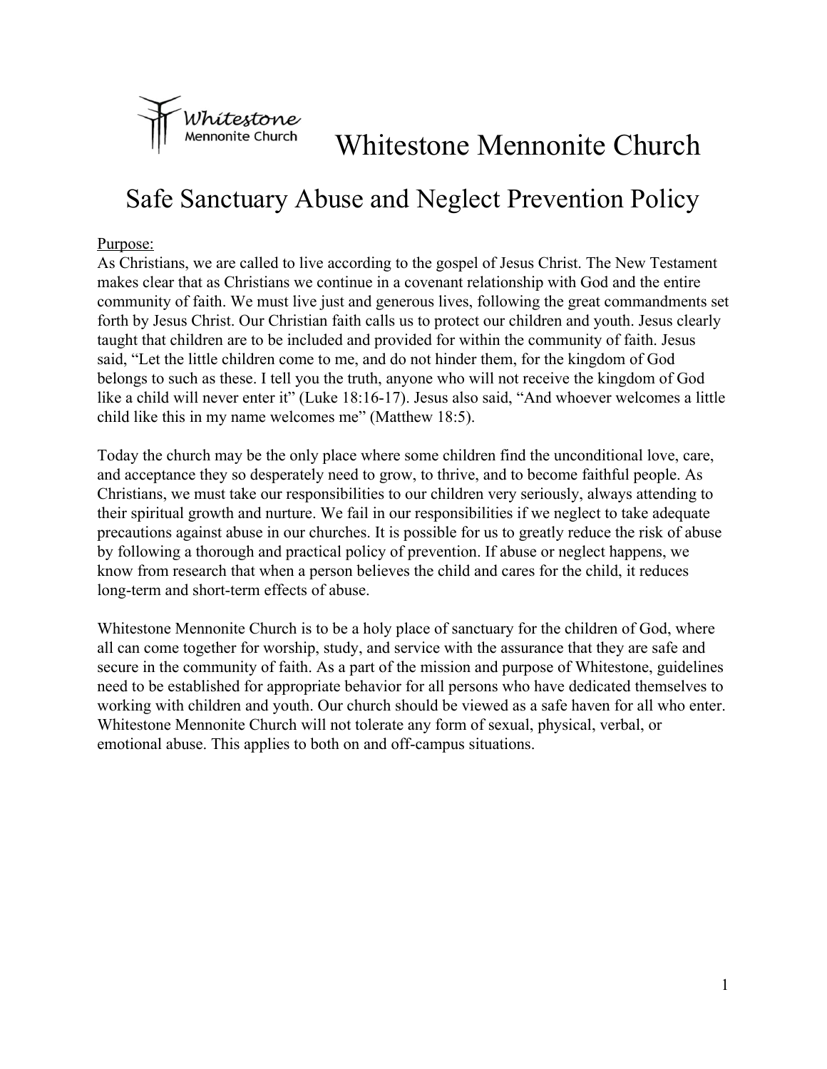# Whitestone Mennonite Church

## Safe Sanctuary Abuse and Neglect Prevention Policy

Purpose:

As Christians, we are called to live according to the gospel of Jesus Christ. The New Testament makes clear that as Christians we continue in a covenant relationship with God and the entire community of faith. We must live just and generous lives, following the great commandments set forth by Jesus Christ. Our Christian faith calls us to protect our children and youth. Jesus clearly taught that children are to be included and provided for within the community of faith. Jesus said, “Let the little children come to me, and do not hinder them, for the kingdom of God belongs to such as these. I tell you the truth, anyone who will not receive the kingdom of God like a child will never enter it” (Luke 18:16-17). Jesus also said, “And whoever welcomes a little child like this in my name welcomes me” (Matthew 18:5).

Today the church may be the only place where some children find the unconditional love, care, and acceptance they so desperately need to grow, to thrive, and to become faithful people. As Christians, we must take our responsibilities to our children very seriously, always attending to their spiritual growth and nurture. We fail in our responsibilities if we neglect to take adequate precautions against abuse in our churches. It is possible for us to greatly reduce the risk of abuse by following a thorough and practical policy of prevention. If abuse or neglect happens, we know from research that when a person believes the child and cares for the child, it reduces long-term and short-term effects of abuse.

Whitestone Mennonite Church is to be a holy place of sanctuary for the children of God, where all can come together for worship, study, and service with the assurance that they are safe and secure in the community of faith. As a part of the mission and purpose of Whitestone, guidelines need to be established for appropriate behavior for all persons who have dedicated themselves to working with children and youth. Our church should be viewed as a safe haven for all who enter. Whitestone Mennonite Church will not tolerate any form of sexual, physical, verbal, or emotional abuse. This applies to both on and off-campus situations.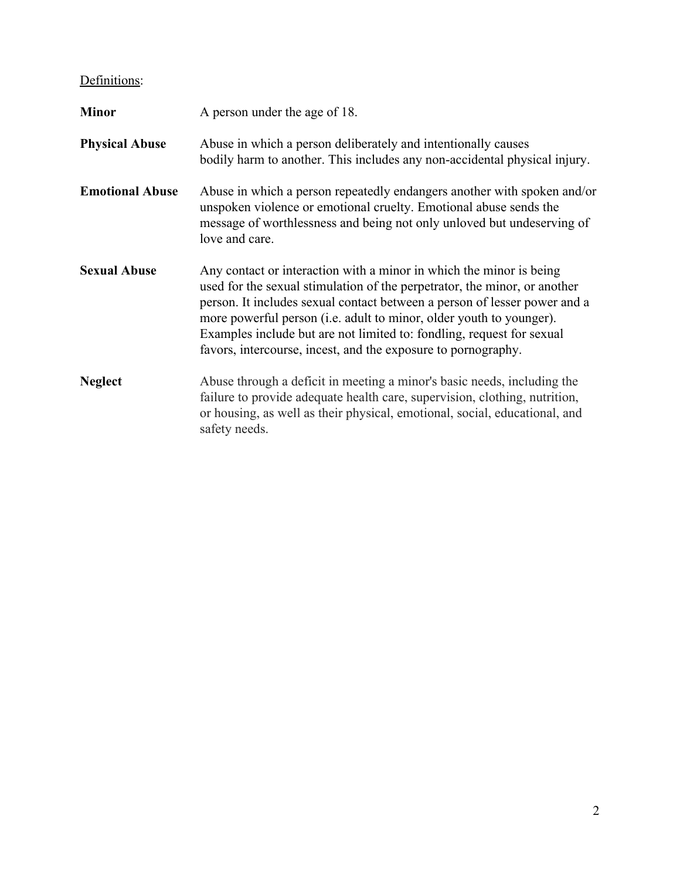<u>Definitions</u>:

**Minor** A person under the age of 18.

**Physical Abuse** Abuse in which a person deliberately and intentionally causes bodily harm to another. This includes any non-accidental physical injury.

**Emotional Abuse** Abuse in which a person repeatedly endangers another with spoken and/or unspoken violence or emotional cruelty. Emotional abuse sends the message of worthlessness and being not only unloved but undeserving of love and care.

**Sexual Abuse** Any contact or interaction with a minor in which the minor is being used for the sexual stimulation of the perpetrator, the minor, or another person. It includes sexual contact between a person of lesser power and a more powerful person (i.e. adult to minor, older youth to younger). Examples include but are not limited to: fondling, request for sexual favors, intercourse, incest, and the exposure to pornography.

**Neglect** Abuse through a deficit in meeting a minor's basic needs, including the failure to provide adequate health care, supervision, clothing, nutrition, or housing, as well as their physical, emotional, social, educational, and safety needs.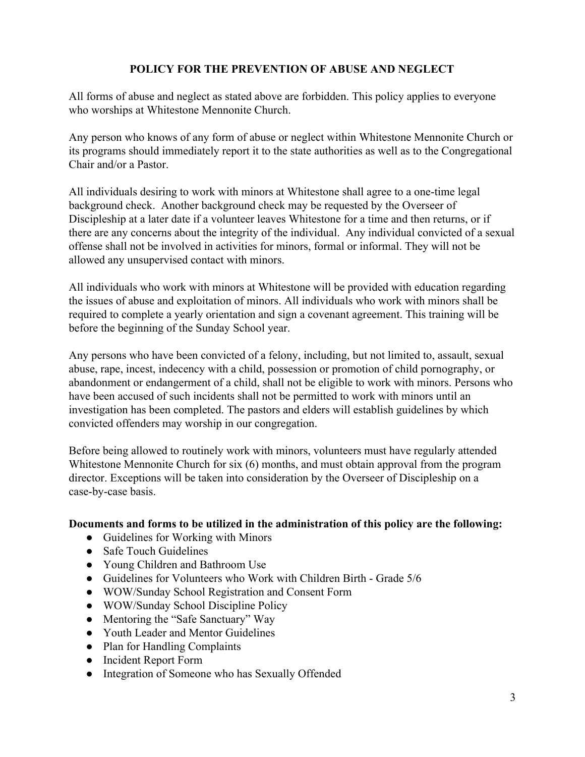## POLICY FOR THE PREVENTION OF ABUSE AND NEGLECT

All forms of abuse and neglect as stated above are forbidden. This policy applies to everyone who worships at Whitestone Mennonite Church.

Any person who knows of any form of abuse or neglect within Whitestone Mennonite Church or its programs should immediately report it to the state authorities as well as to the Congregational Chair and/or a Pastor.

All individuals desiring to work with minors at Whitestone shall agree to a one-time legal background check. Another background check may be requested by the Overseer of Discipleship at a later date if a volunteer leaves Whitestone for a time and then returns, or if there are any concerns about the integrity of the individual. Any individual convicted of a sexual offense shall not be involved in activities for minors, formal or informal. They will not be allowed any unsupervised contact with minors.

All individuals who work with minors at Whitestone will be provided with education regarding the issues of abuse and exploitation of minors. All individuals who work with minors shall be required to complete a yearly orientation and sign a covenant agreement. This training will be before the beginning of the Sunday School year.

Any persons who have been convicted of a felony, including, but not limited to, assault, sexual abuse, rape, incest, indecency with a child, possession or promotion of child pornography, or abandonment or endangerment of a child, shall not be eligible to work with minors. Persons who have been accused of such incidents shall not be permitted to work with minors until an investigation has been completed. The pastors and elders will establish guidelines by which convicted offenders may worship in our congregation.

Before being allowed to routinely work with minors, volunteers must have regularly attended Whitestone Mennonite Church for six (6) months, and must obtain approval from the program director. Exceptions will be taken into consideration by the Overseer of Discipleship on a case-by-case basis.

**Documents and forms to be utilized in the administration of this policy are the following:**

- Guidelines for Working with Minors
- Safe Touch Guidelines
- Young Children and Bathroom Use
- Guidelines for Volunteers who Work with Children Birth - Grade 5/6
- WOW/Sunday School Registration and Consent Form
- WOW/Sunday School Discipline Policy
- Mentoring the "Safe Sanctuary" Way
- Youth Leader and Mentor Guidelines
- Plan for Handling Complaints
- Incident Report Form
- Integration of Someone who has Sexually Offended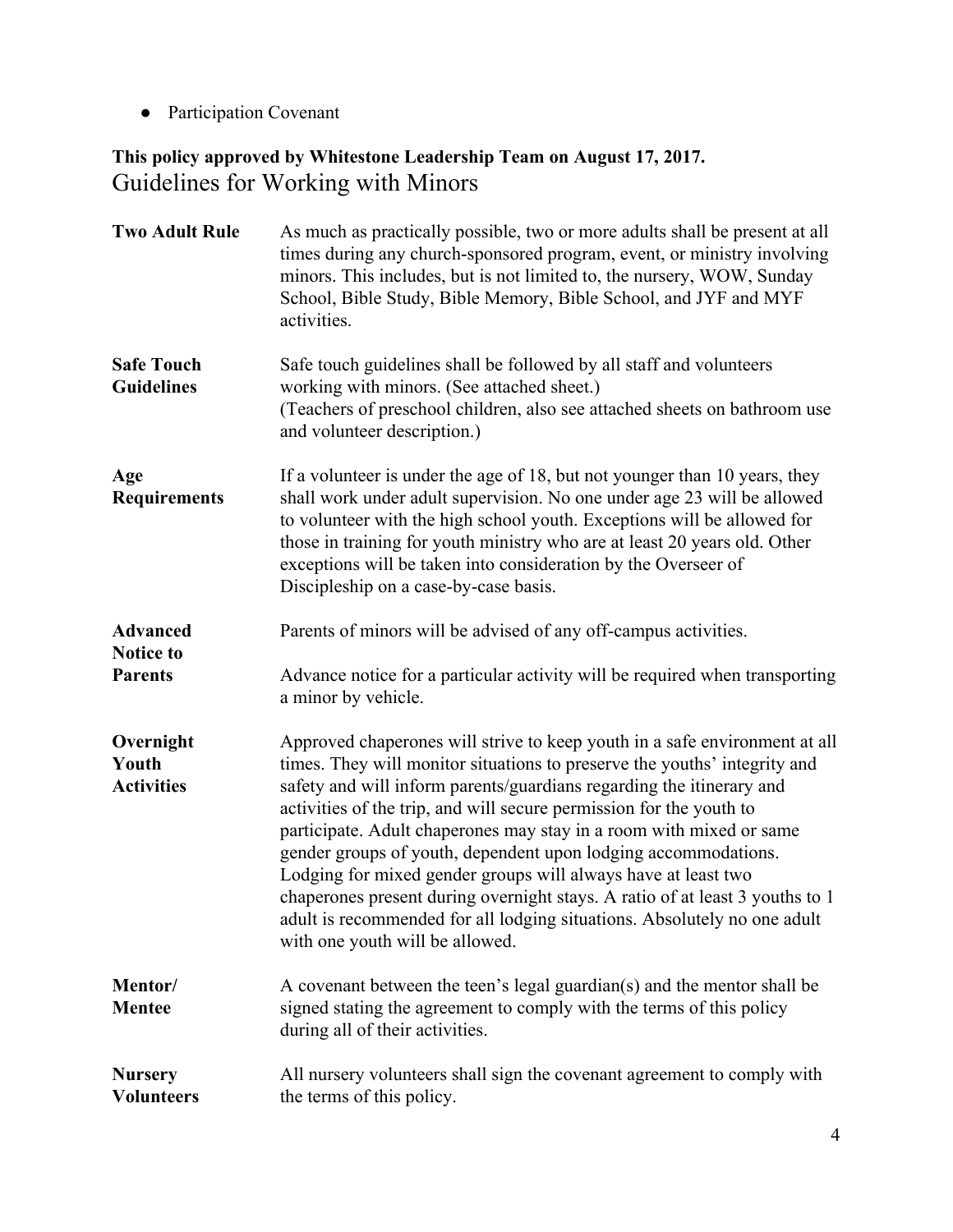- Participation Covenant

**This policy approved by Whitestone Leadership Team on August 17, 2017.**

## Guidelines for Working with Minors

**Two Adult Rule**

As much as practically possible, two or more adults shall be present at all times during any church-sponsored program, event, or ministry involving minors. This includes, but is not limited to, the nursery, WOW, Sunday School, Bible Study, Bible Memory, Bible School, and JYF and MYF activities.

**Safe Touch Guidelines**

Safe touch guidelines shall be followed by all staff and volunteers working with minors. (See attached sheet.)
(Teachers of preschool children, also see attached sheets on bathroom use and volunteer description.)

**Age Requirements**

If a volunteer is under the age of 18, but not younger than 10 years, they shall work under adult supervision. No one under age 23 will be allowed to volunteer with the high school youth. Exceptions will be allowed for those in training for youth ministry who are at least 20 years old. Other exceptions will be taken into consideration by the Overseer of Discipleship on a case-by-case basis.

**Advanced Notice to Parents**

Parents of minors will be advised of any off-campus activities.

Advance notice for a particular activity will be required when transporting a minor by vehicle.

**Overnight Youth Activities**

Approved chaperones will strive to keep youth in a safe environment at all times. They will monitor situations to preserve the youths' integrity and safety and will inform parents/guardians regarding the itinerary and activities of the trip, and will secure permission for the youth to participate. Adult chaperones may stay in a room with mixed or same gender groups of youth, dependent upon lodging accommodations. Lodging for mixed gender groups will always have at least two chaperones present during overnight stays. A ratio of at least 3 youths to 1 adult is recommended for all lodging situations. Absolutely no one adult with one youth will be allowed.

**Mentor/ Mentee**

A covenant between the teen's legal guardian(s) and the mentor shall be signed stating the agreement to comply with the terms of this policy during all of their activities.

**Nursery Volunteers**

All nursery volunteers shall sign the covenant agreement to comply with the terms of this policy.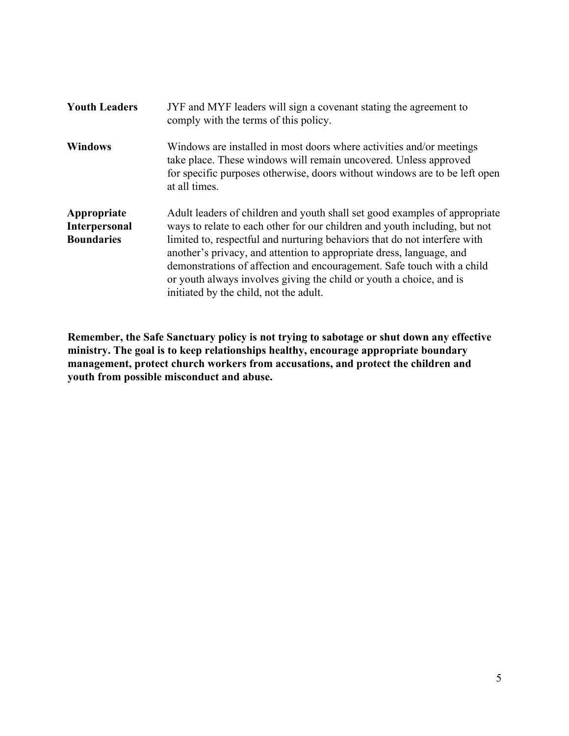**Youth Leaders** JYF and MYF leaders will sign a covenant stating the agreement to comply with the terms of this policy.

**Windows** Windows are installed in most doors where activities and/or meetings take place. These windows will remain uncovered. Unless approved for specific purposes otherwise, doors without windows are to be left open at all times.

**Appropriate Interpersonal Boundaries** Adult leaders of children and youth shall set good examples of appropriate ways to relate to each other for our children and youth including, but not limited to, respectful and nurturing behaviors that do not interfere with another's privacy, and attention to appropriate dress, language, and demonstrations of affection and encouragement. Safe touch with a child or youth always involves giving the child or youth a choice, and is initiated by the child, not the adult.

**Remember, the Safe Sanctuary policy is not trying to sabotage or shut down any effective ministry. The goal is to keep relationships healthy, encourage appropriate boundary management, protect church workers from accusations, and protect the children and youth from possible misconduct and abuse.**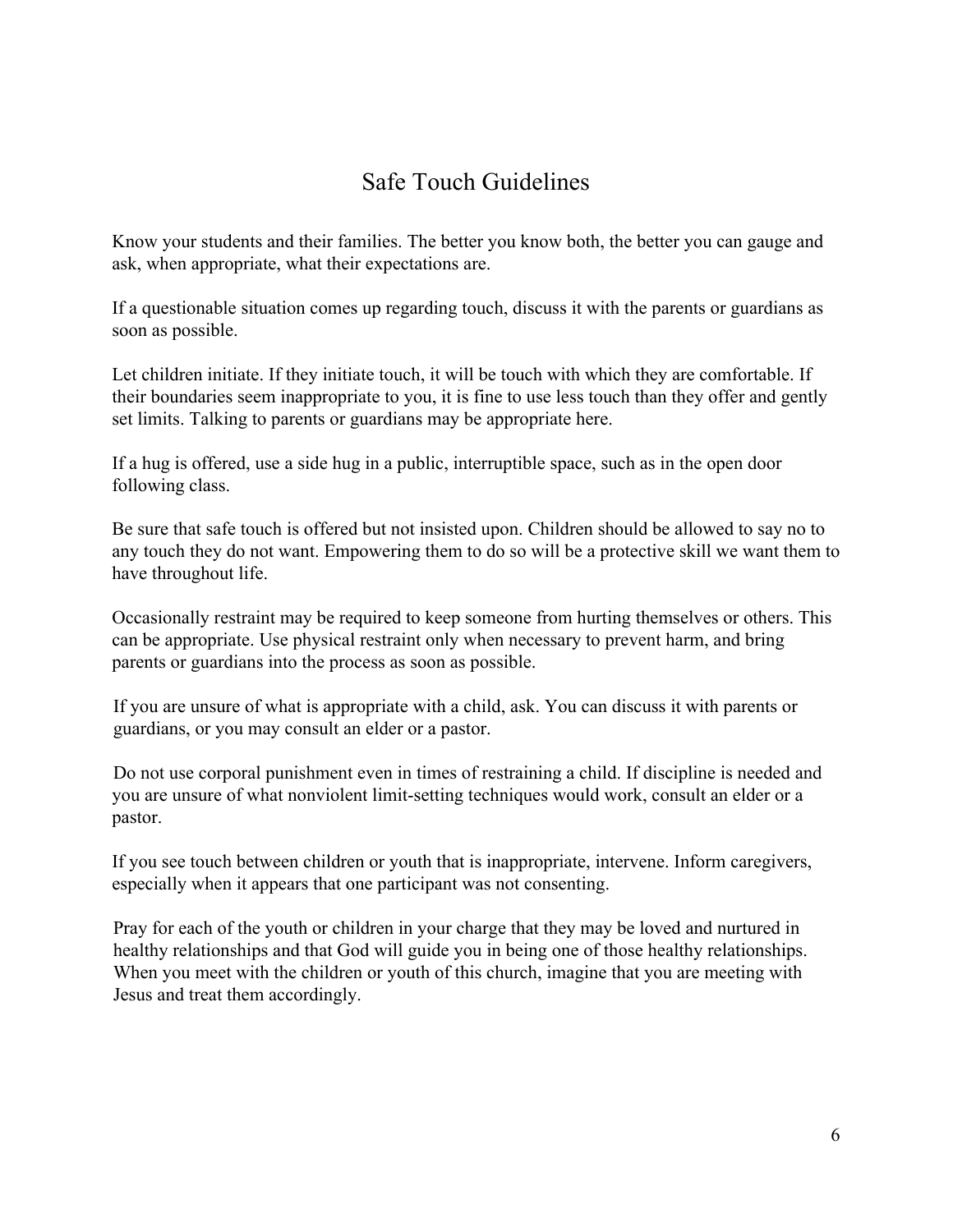# Safe Touch Guidelines

Know your students and their families. The better you know both, the better you can gauge and ask, when appropriate, what their expectations are.

If a questionable situation comes up regarding touch, discuss it with the parents or guardians as soon as possible.

Let children initiate. If they initiate touch, it will be touch with which they are comfortable. If their boundaries seem inappropriate to you, it is fine to use less touch than they offer and gently set limits. Talking to parents or guardians may be appropriate here.

If a hug is offered, use a side hug in a public, interruptible space, such as in the open door following class.

Be sure that safe touch is offered but not insisted upon. Children should be allowed to say no to any touch they do not want. Empowering them to do so will be a protective skill we want them to have throughout life.

Occasionally restraint may be required to keep someone from hurting themselves or others. This can be appropriate. Use physical restraint only when necessary to prevent harm, and bring parents or guardians into the process as soon as possible.

If you are unsure of what is appropriate with a child, ask. You can discuss it with parents or guardians, or you may consult an elder or a pastor.

Do not use corporal punishment even in times of restraining a child. If discipline is needed and you are unsure of what nonviolent limit-setting techniques would work, consult an elder or a pastor.

If you see touch between children or youth that is inappropriate, intervene. Inform caregivers, especially when it appears that one participant was not consenting.

Pray for each of the youth or children in your charge that they may be loved and nurtured in healthy relationships and that God will guide you in being one of those healthy relationships. When you meet with the children or youth of this church, imagine that you are meeting with Jesus and treat them accordingly.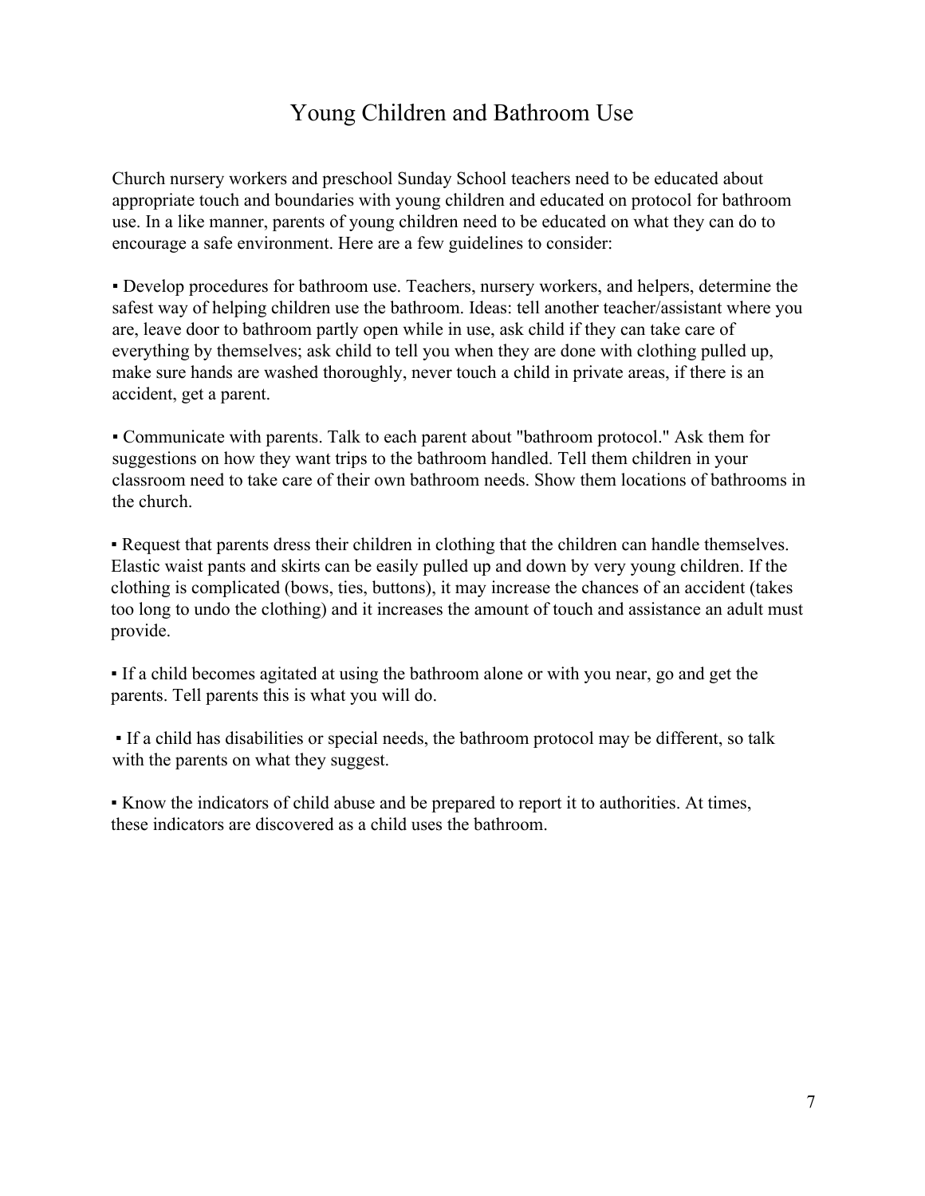# Young Children and Bathroom Use

Church nursery workers and preschool Sunday School teachers need to be educated about appropriate touch and boundaries with young children and educated on protocol for bathroom use. In a like manner, parents of young children need to be educated on what they can do to encourage a safe environment. Here are a few guidelines to consider:

- Develop procedures for bathroom use. Teachers, nursery workers, and helpers, determine the safest way of helping children use the bathroom. Ideas: tell another teacher/assistant where you are, leave door to bathroom partly open while in use, ask child if they can take care of everything by themselves; ask child to tell you when they are done with clothing pulled up, make sure hands are washed thoroughly, never touch a child in private areas, if there is an accident, get a parent.

- Communicate with parents. Talk to each parent about "bathroom protocol." Ask them for suggestions on how they want trips to the bathroom handled. Tell them children in your classroom need to take care of their own bathroom needs. Show them locations of bathrooms in the church.

- Request that parents dress their children in clothing that the children can handle themselves. Elastic waist pants and skirts can be easily pulled up and down by very young children. If the clothing is complicated (bows, ties, buttons), it may increase the chances of an accident (takes too long to undo the clothing) and it increases the amount of touch and assistance an adult must provide.

- If a child becomes agitated at using the bathroom alone or with you near, go and get the parents. Tell parents this is what you will do.

- If a child has disabilities or special needs, the bathroom protocol may be different, so talk with the parents on what they suggest.

- Know the indicators of child abuse and be prepared to report it to authorities. At times, these indicators are discovered as a child uses the bathroom.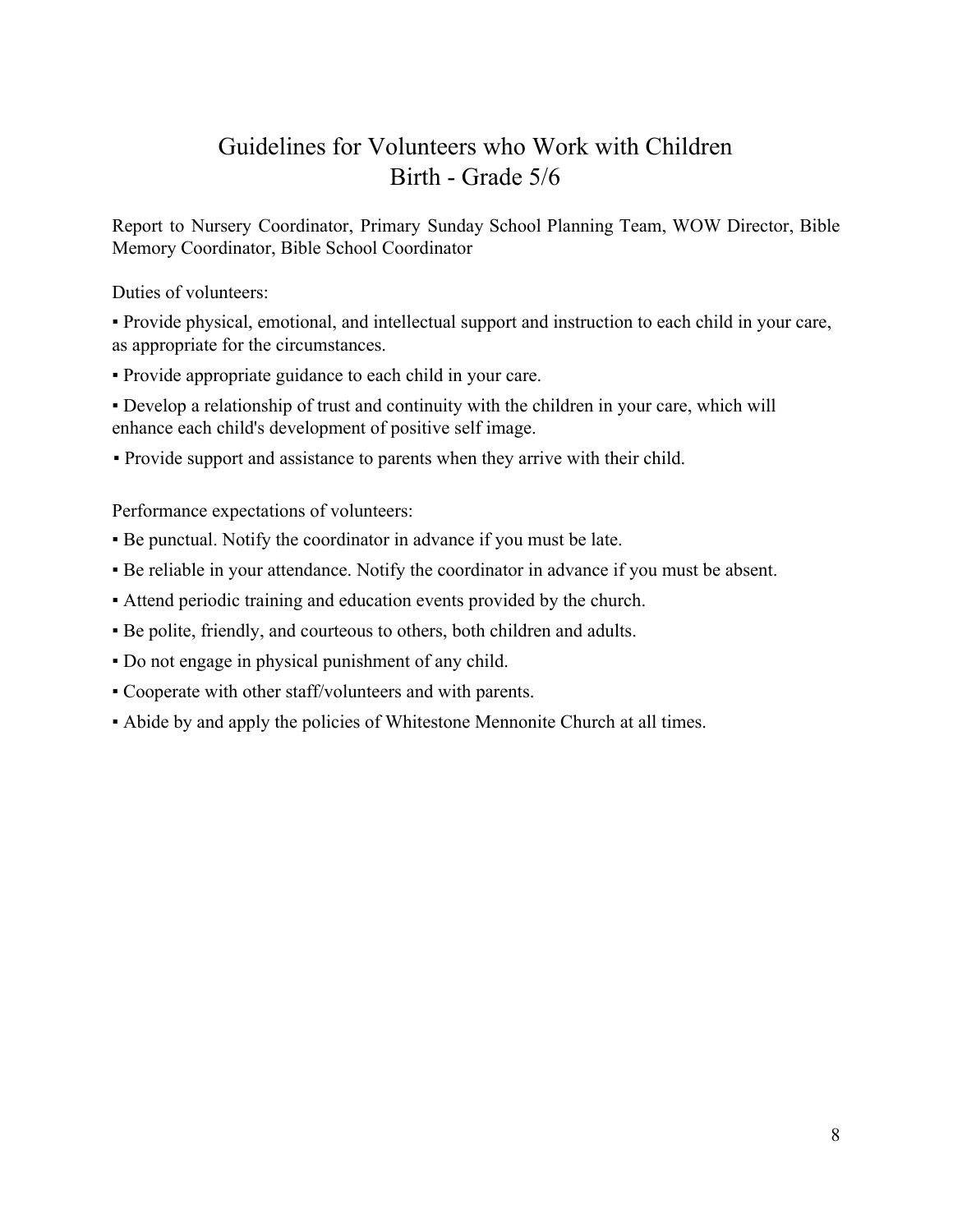# Guidelines for Volunteers who Work with Children
# Birth - Grade 5/6

Report to Nursery Coordinator, Primary Sunday School Planning Team, WOW Director, Bible Memory Coordinator, Bible School Coordinator

Duties of volunteers:

- Provide physical, emotional, and intellectual support and instruction to each child in your care, as appropriate for the circumstances.
- Provide appropriate guidance to each child in your care.
- Develop a relationship of trust and continuity with the children in your care, which will enhance each child's development of positive self image.
- Provide support and assistance to parents when they arrive with their child.

Performance expectations of volunteers:

- Be punctual. Notify the coordinator in advance if you must be late.
- Be reliable in your attendance. Notify the coordinator in advance if you must be absent.
- Attend periodic training and education events provided by the church.
- Be polite, friendly, and courteous to others, both children and adults.
- Do not engage in physical punishment of any child.
- Cooperate with other staff/volunteers and with parents.
- Abide by and apply the policies of Whitestone Mennonite Church at all times.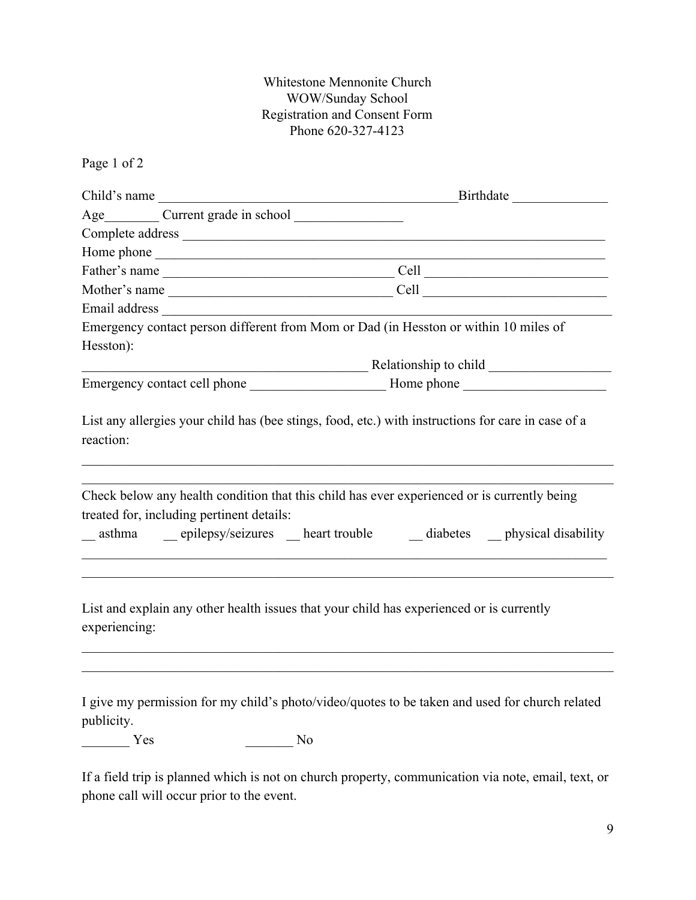Whitestone Mennonite Church
WOW/Sunday School
Registration and Consent Form
Phone 620-327-4123

Page 1 of 2

Child's name _____________________________________________Birthdate ______________

Age________ Current grade in school ________________

Complete address _________________________________________________________________

Home phone ______________________________________________________________________

Father's name __________________________________ Cell ___________________________

Mother's name _________________________________ Cell ___________________________

Email address _____________________________________________________________________

Emergency contact person different from Mom or Dad (in Hesston or within 10 miles of Hesston):

___________________________________________ Relationship to child __________________

Emergency contact cell phone ____________________ Home phone _____________________

List any allergies your child has (bee stings, food, etc.) with instructions for care in case of a reaction:

_________________________________________________________________________________

_________________________________________________________________________________

Check below any health condition that this child has ever experienced or is currently being treated for, including pertinent details:

__ asthma    __ epilepsy/seizures    __ heart trouble    __ diabetes    __ physical disability

_________________________________________________________________________________

_________________________________________________________________________________

List and explain any other health issues that your child has experienced or is currently experiencing:

_________________________________________________________________________________

_________________________________________________________________________________

I give my permission for my child's photo/video/quotes to be taken and used for church related publicity.

_______ Yes    _______ No

If a field trip is planned which is not on church property, communication via note, email, text, or phone call will occur prior to the event.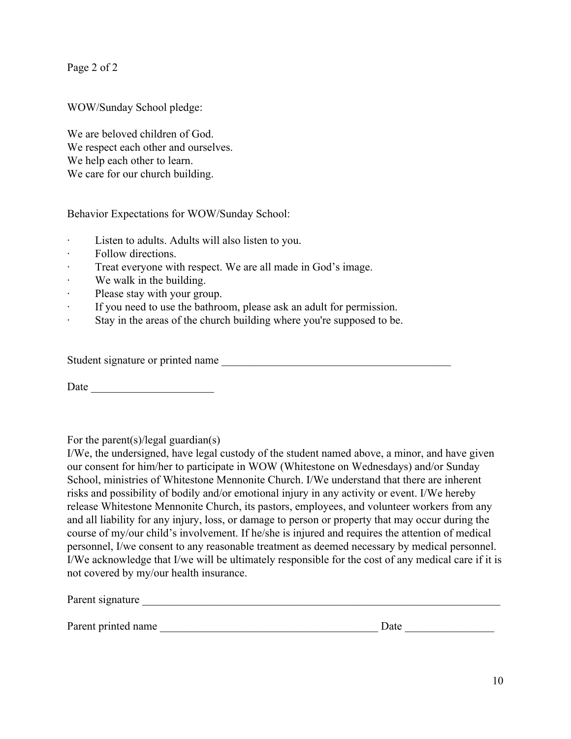WOW/Sunday School pledge:

We are beloved children of God.
We respect each other and ourselves.
We help each other to learn.
We care for our church building.

Behavior Expectations for WOW/Sunday School:

- Listen to adults. Adults will also listen to you.
- Follow directions.
- Treat everyone with respect. We are all made in God's image.
- We walk in the building.
- Please stay with your group.
- If you need to use the bathroom, please ask an adult for permission.
- Stay in the areas of the church building where you're supposed to be.

Student signature or printed name ________________________________________

Date ____________________

For the parent(s)/legal guardian(s)
I/We, the undersigned, have legal custody of the student named above, a minor, and have given our consent for him/her to participate in WOW (Whitestone on Wednesdays) and/or Sunday School, ministries of Whitestone Mennonite Church. I/We understand that there are inherent risks and possibility of bodily and/or emotional injury in any activity or event. I/We hereby release Whitestone Mennonite Church, its pastors, employees, and volunteer workers from any and all liability for any injury, loss, or damage to person or property that may occur during the course of my/our child's involvement. If he/she is injured and requires the attention of medical personnel, I/we consent to any reasonable treatment as deemed necessary by medical personnel. I/We acknowledge that I/we will be ultimately responsible for the cost of any medical care if it is not covered by my/our health insurance.

Parent signature ________________________________________________________________

Parent printed name _____________________________________ Date _______________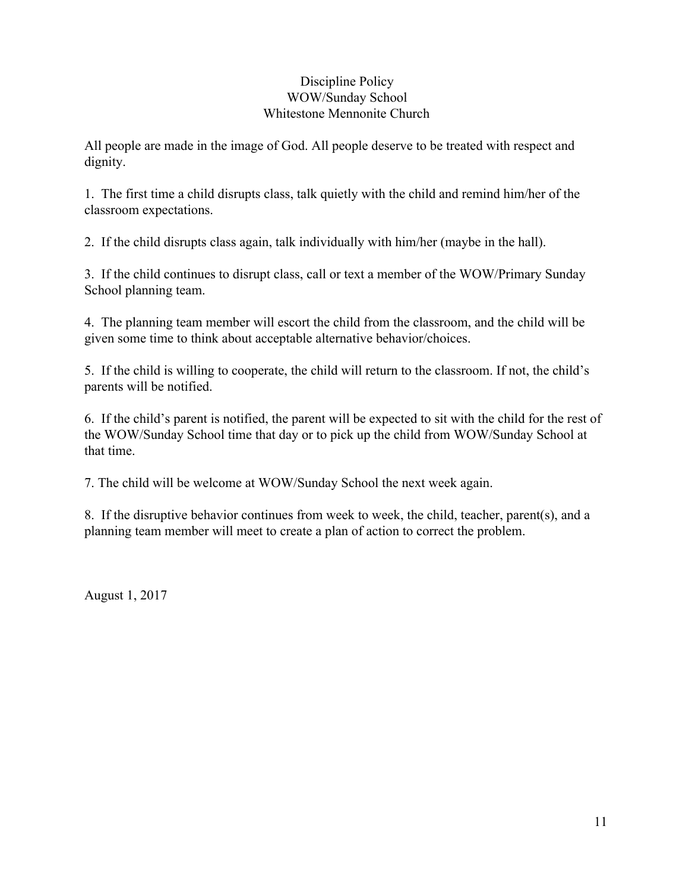# Discipline Policy
## WOW/Sunday School
## Whitestone Mennonite Church

All people are made in the image of God. All people deserve to be treated with respect and dignity.

1. The first time a child disrupts class, talk quietly with the child and remind him/her of the classroom expectations.

2. If the child disrupts class again, talk individually with him/her (maybe in the hall).

3. If the child continues to disrupt class, call or text a member of the WOW/Primary Sunday School planning team.

4. The planning team member will escort the child from the classroom, and the child will be given some time to think about acceptable alternative behavior/choices.

5. If the child is willing to cooperate, the child will return to the classroom. If not, the child's parents will be notified.

6. If the child's parent is notified, the parent will be expected to sit with the child for the rest of the WOW/Sunday School time that day or to pick up the child from WOW/Sunday School at that time.

7. The child will be welcome at WOW/Sunday School the next week again.

8. If the disruptive behavior continues from week to week, the child, teacher, parent(s), and a planning team member will meet to create a plan of action to correct the problem.

August 1, 2017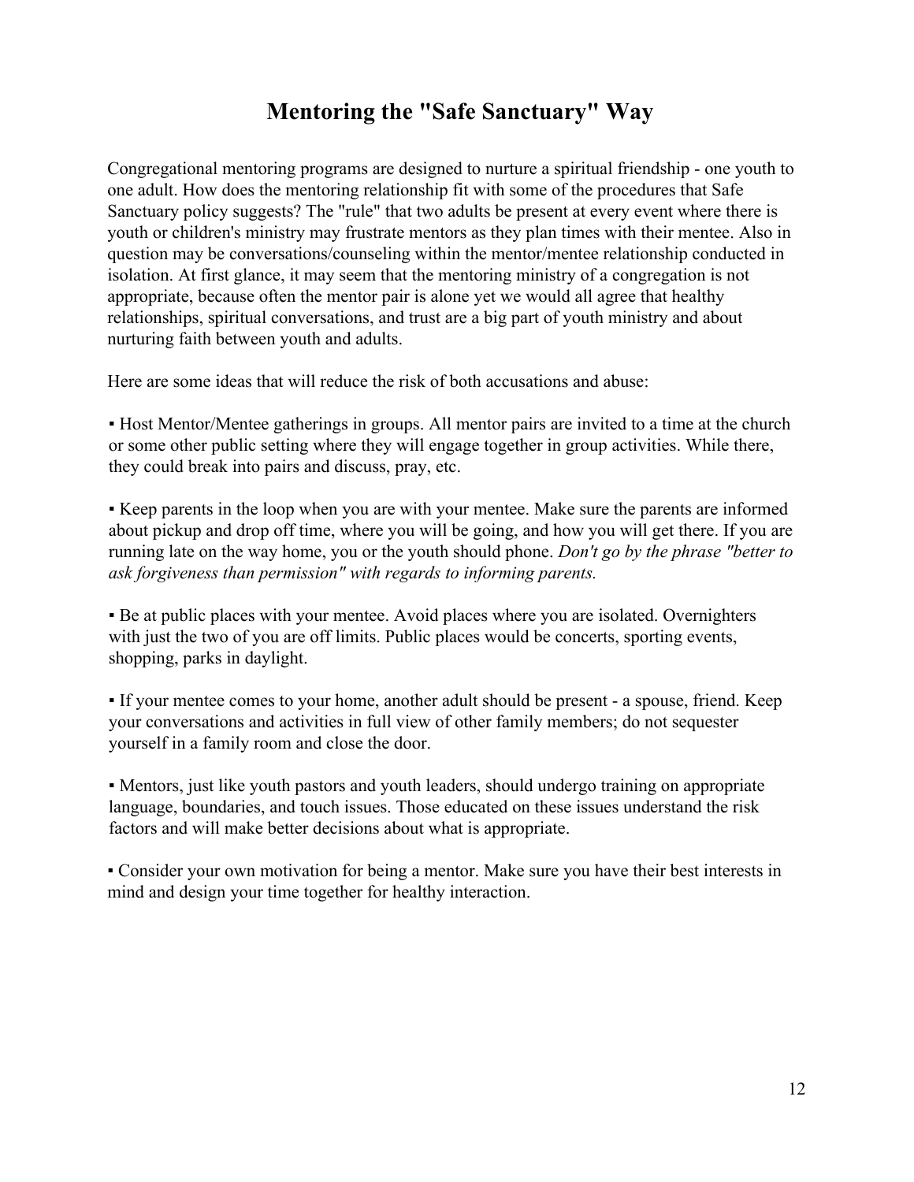# Mentoring the "Safe Sanctuary" Way

Congregational mentoring programs are designed to nurture a spiritual friendship - one youth to one adult. How does the mentoring relationship fit with some of the procedures that Safe Sanctuary policy suggests? The "rule" that two adults be present at every event where there is youth or children's ministry may frustrate mentors as they plan times with their mentee. Also in question may be conversations/counseling within the mentor/mentee relationship conducted in isolation. At first glance, it may seem that the mentoring ministry of a congregation is not appropriate, because often the mentor pair is alone yet we would all agree that healthy relationships, spiritual conversations, and trust are a big part of youth ministry and about nurturing faith between youth and adults.

Here are some ideas that will reduce the risk of both accusations and abuse:

- Host Mentor/Mentee gatherings in groups. All mentor pairs are invited to a time at the church or some other public setting where they will engage together in group activities. While there, they could break into pairs and discuss, pray, etc.

- Keep parents in the loop when you are with your mentee. Make sure the parents are informed about pickup and drop off time, where you will be going, and how you will get there. If you are running late on the way home, you or the youth should phone. *Don't go by the phrase "better to ask forgiveness than permission" with regards to informing parents.*

- Be at public places with your mentee. Avoid places where you are isolated. Overnighters with just the two of you are off limits. Public places would be concerts, sporting events, shopping, parks in daylight.

- If your mentee comes to your home, another adult should be present - a spouse, friend. Keep your conversations and activities in full view of other family members; do not sequester yourself in a family room and close the door.

- Mentors, just like youth pastors and youth leaders, should undergo training on appropriate language, boundaries, and touch issues. Those educated on these issues understand the risk factors and will make better decisions about what is appropriate.

- Consider your own motivation for being a mentor. Make sure you have their best interests in mind and design your time together for healthy interaction.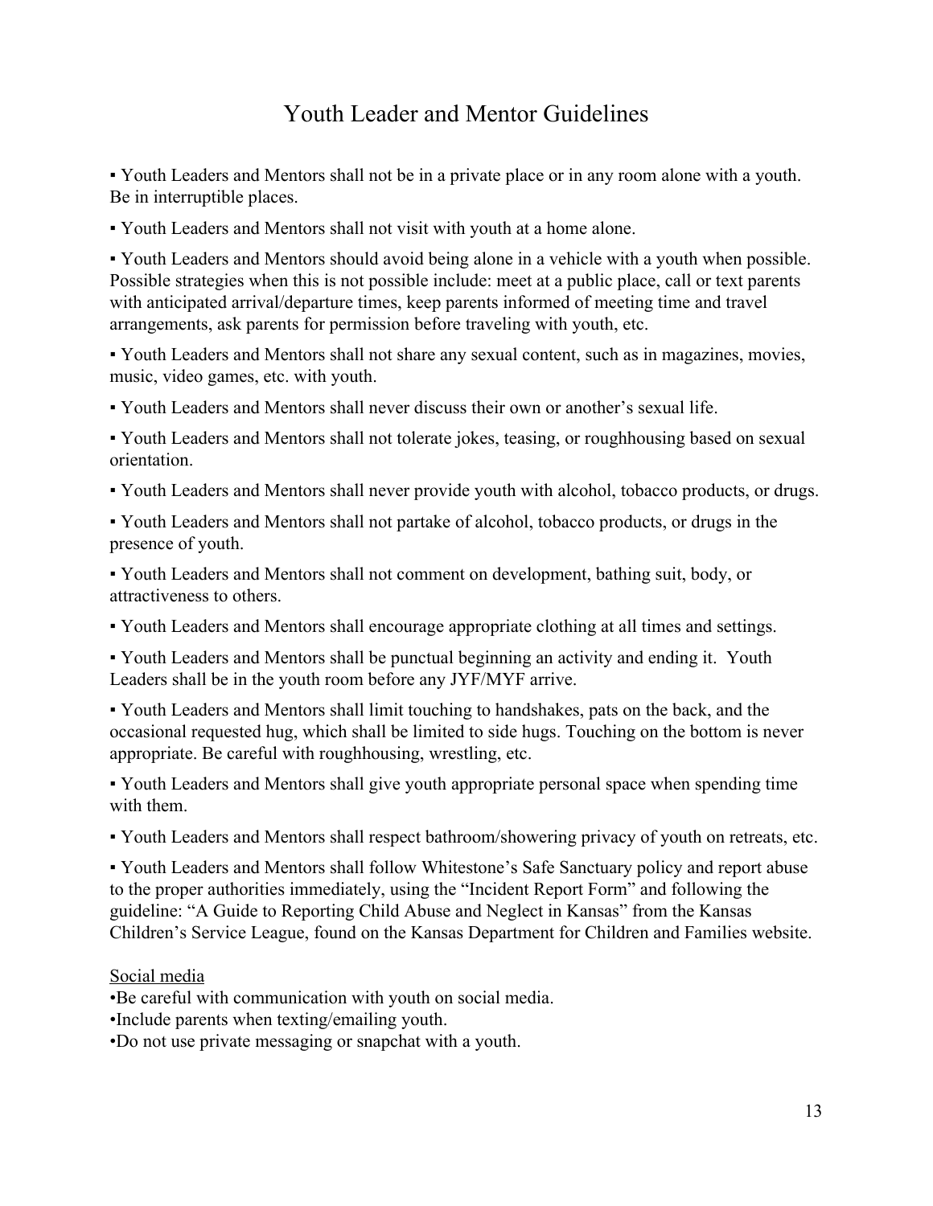# Youth Leader and Mentor Guidelines

▪ Youth Leaders and Mentors shall not be in a private place or in any room alone with a youth. Be in interruptible places.

▪ Youth Leaders and Mentors shall not visit with youth at a home alone.

▪ Youth Leaders and Mentors should avoid being alone in a vehicle with a youth when possible. Possible strategies when this is not possible include: meet at a public place, call or text parents with anticipated arrival/departure times, keep parents informed of meeting time and travel arrangements, ask parents for permission before traveling with youth, etc.

▪ Youth Leaders and Mentors shall not share any sexual content, such as in magazines, movies, music, video games, etc. with youth.

▪ Youth Leaders and Mentors shall never discuss their own or another's sexual life.

▪ Youth Leaders and Mentors shall not tolerate jokes, teasing, or roughhousing based on sexual orientation.

▪ Youth Leaders and Mentors shall never provide youth with alcohol, tobacco products, or drugs.

▪ Youth Leaders and Mentors shall not partake of alcohol, tobacco products, or drugs in the presence of youth.

▪ Youth Leaders and Mentors shall not comment on development, bathing suit, body, or attractiveness to others.

▪ Youth Leaders and Mentors shall encourage appropriate clothing at all times and settings.

▪ Youth Leaders and Mentors shall be punctual beginning an activity and ending it. Youth Leaders shall be in the youth room before any JYF/MYF arrive.

▪ Youth Leaders and Mentors shall limit touching to handshakes, pats on the back, and the occasional requested hug, which shall be limited to side hugs. Touching on the bottom is never appropriate. Be careful with roughhousing, wrestling, etc.

▪ Youth Leaders and Mentors shall give youth appropriate personal space when spending time with them.

▪ Youth Leaders and Mentors shall respect bathroom/showering privacy of youth on retreats, etc.

▪ Youth Leaders and Mentors shall follow Whitestone's Safe Sanctuary policy and report abuse to the proper authorities immediately, using the "Incident Report Form" and following the guideline: "A Guide to Reporting Child Abuse and Neglect in Kansas" from the Kansas Children's Service League, found on the Kansas Department for Children and Families website.

Social media

- Be careful with communication with youth on social media.
- Include parents when texting/emailing youth.
- Do not use private messaging or snapchat with a youth.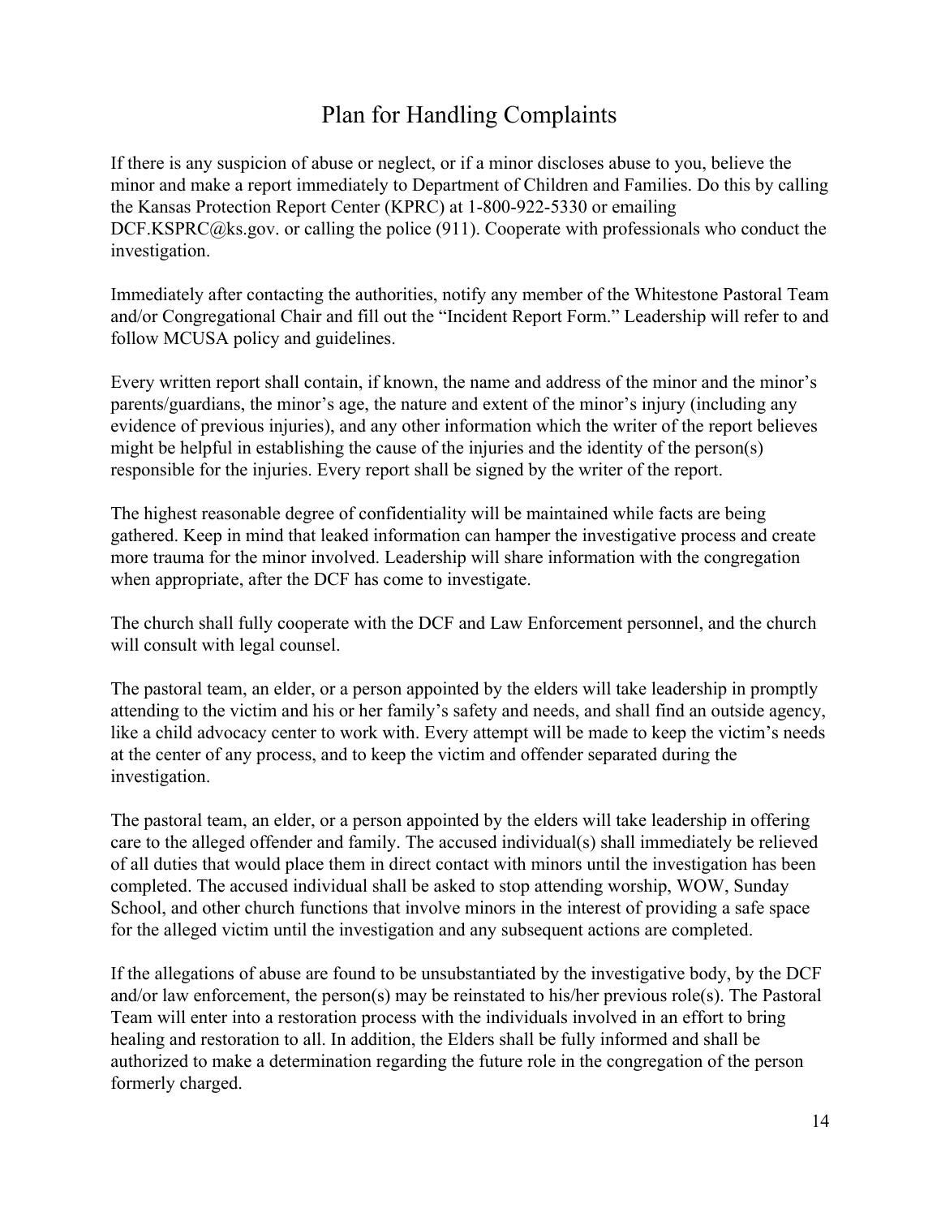# Plan for Handling Complaints

If there is any suspicion of abuse or neglect, or if a minor discloses abuse to you, believe the minor and make a report immediately to Department of Children and Families. Do this by calling the Kansas Protection Report Center (KPRC) at 1-800-922-5330 or emailing DCF.KSPRC@ks.gov. or calling the police (911). Cooperate with professionals who conduct the investigation.

Immediately after contacting the authorities, notify any member of the Whitestone Pastoral Team and/or Congregational Chair and fill out the "Incident Report Form." Leadership will refer to and follow MCUSA policy and guidelines.

Every written report shall contain, if known, the name and address of the minor and the minor's parents/guardians, the minor's age, the nature and extent of the minor's injury (including any evidence of previous injuries), and any other information which the writer of the report believes might be helpful in establishing the cause of the injuries and the identity of the person(s) responsible for the injuries. Every report shall be signed by the writer of the report.

The highest reasonable degree of confidentiality will be maintained while facts are being gathered. Keep in mind that leaked information can hamper the investigative process and create more trauma for the minor involved. Leadership will share information with the congregation when appropriate, after the DCF has come to investigate.

The church shall fully cooperate with the DCF and Law Enforcement personnel, and the church will consult with legal counsel.

The pastoral team, an elder, or a person appointed by the elders will take leadership in promptly attending to the victim and his or her family's safety and needs, and shall find an outside agency, like a child advocacy center to work with. Every attempt will be made to keep the victim's needs at the center of any process, and to keep the victim and offender separated during the investigation.

The pastoral team, an elder, or a person appointed by the elders will take leadership in offering care to the alleged offender and family. The accused individual(s) shall immediately be relieved of all duties that would place them in direct contact with minors until the investigation has been completed. The accused individual shall be asked to stop attending worship, WOW, Sunday School, and other church functions that involve minors in the interest of providing a safe space for the alleged victim until the investigation and any subsequent actions are completed.

If the allegations of abuse are found to be unsubstantiated by the investigative body, by the DCF and/or law enforcement, the person(s) may be reinstated to his/her previous role(s). The Pastoral Team will enter into a restoration process with the individuals involved in an effort to bring healing and restoration to all. In addition, the Elders shall be fully informed and shall be authorized to make a determination regarding the future role in the congregation of the person formerly charged.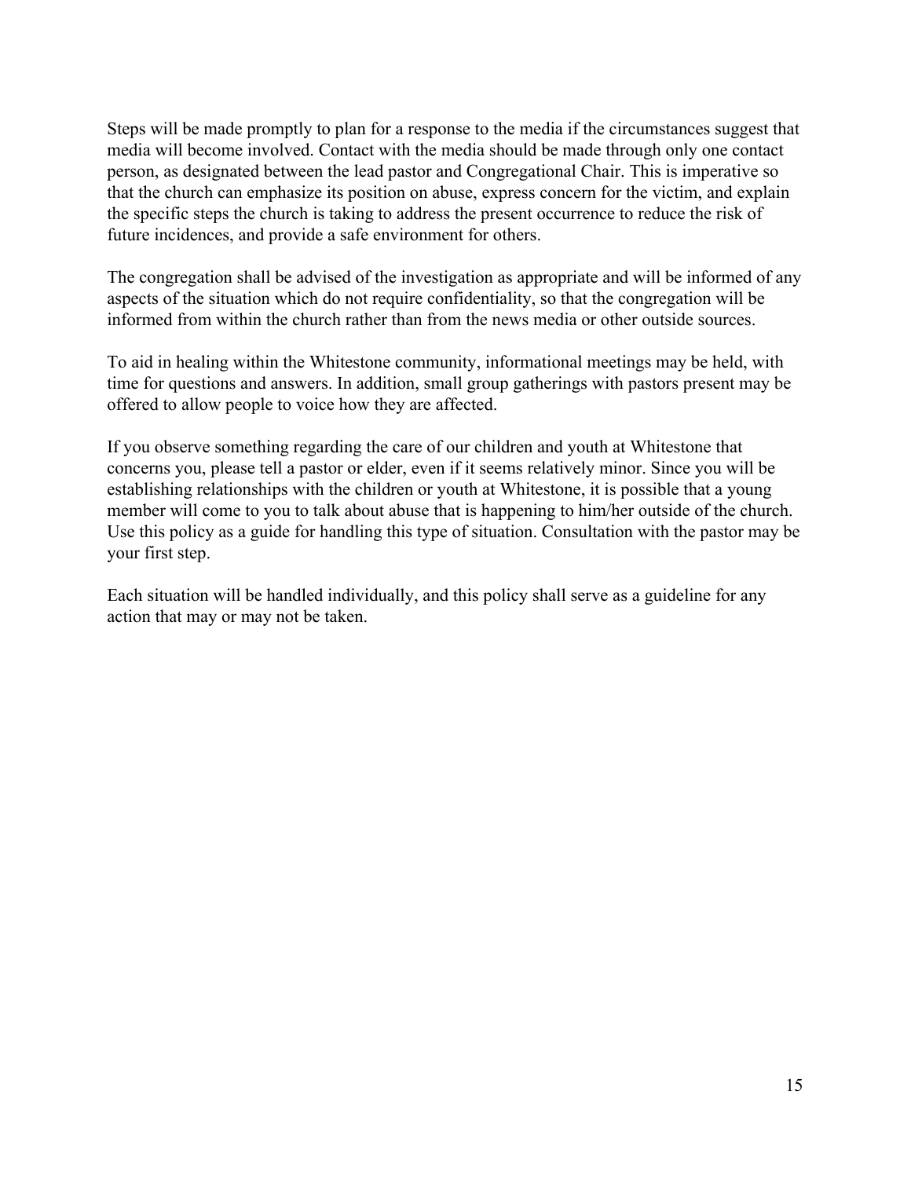Steps will be made promptly to plan for a response to the media if the circumstances suggest that media will become involved. Contact with the media should be made through only one contact person, as designated between the lead pastor and Congregational Chair. This is imperative so that the church can emphasize its position on abuse, express concern for the victim, and explain the specific steps the church is taking to address the present occurrence to reduce the risk of future incidences, and provide a safe environment for others.

The congregation shall be advised of the investigation as appropriate and will be informed of any aspects of the situation which do not require confidentiality, so that the congregation will be informed from within the church rather than from the news media or other outside sources.

To aid in healing within the Whitestone community, informational meetings may be held, with time for questions and answers. In addition, small group gatherings with pastors present may be offered to allow people to voice how they are affected.

If you observe something regarding the care of our children and youth at Whitestone that concerns you, please tell a pastor or elder, even if it seems relatively minor. Since you will be establishing relationships with the children or youth at Whitestone, it is possible that a young member will come to you to talk about abuse that is happening to him/her outside of the church. Use this policy as a guide for handling this type of situation. Consultation with the pastor may be your first step.

Each situation will be handled individually, and this policy shall serve as a guideline for any action that may or may not be taken.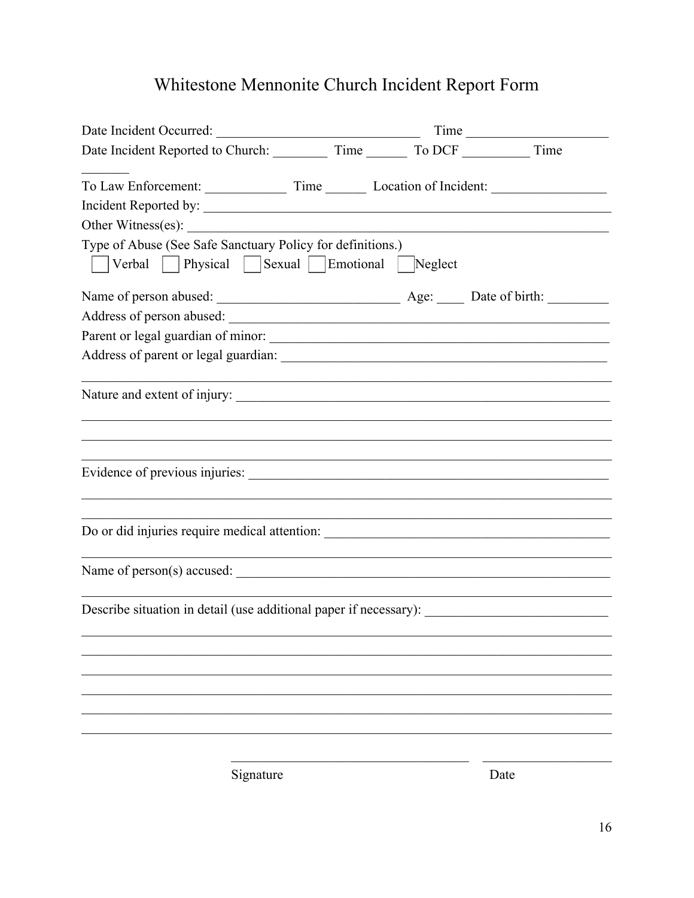# Whitestone Mennonite Church Incident Report Form

Date Incident Occurred: ______________________________ Time ____________________

Date Incident Reported to Church: ________ Time ______ To DCF __________ Time _______

To Law Enforcement: ____________ Time ______ Location of Incident: ________________

Incident Reported by: ____________________________________________________________

Other Witness(es): ______________________________________________________________

Type of Abuse (See Safe Sanctuary Policy for definitions.)

☐ Verbal ☐ Physical ☐ Sexual ☐ Emotional ☐ Neglect

Name of person abused: ___________________________ Age: ____ Date of birth: _________

Address of person abused: ________________________________________________________

Parent or legal guardian of minor: __________________________________________________

Address of parent or legal guardian: ________________________________________________

_______________________________________________________________________________

Nature and extent of injury: _______________________________________________________

_______________________________________________________________________________

_______________________________________________________________________________

_______________________________________________________________________________

Evidence of previous injuries: _____________________________________________________

_______________________________________________________________________________

_______________________________________________________________________________

Do or did injuries require medical attention: __________________________________________

_______________________________________________________________________________

Name of person(s) accused: _______________________________________________________

_______________________________________________________________________________

Describe situation in detail (use additional paper if necessary): __________________________

_______________________________________________________________________________

_______________________________________________________________________________

_______________________________________________________________________________

_______________________________________________________________________________

_______________________________________________________________________________

_______________________________________________________________________________

___________________________________ __________________

Signature Date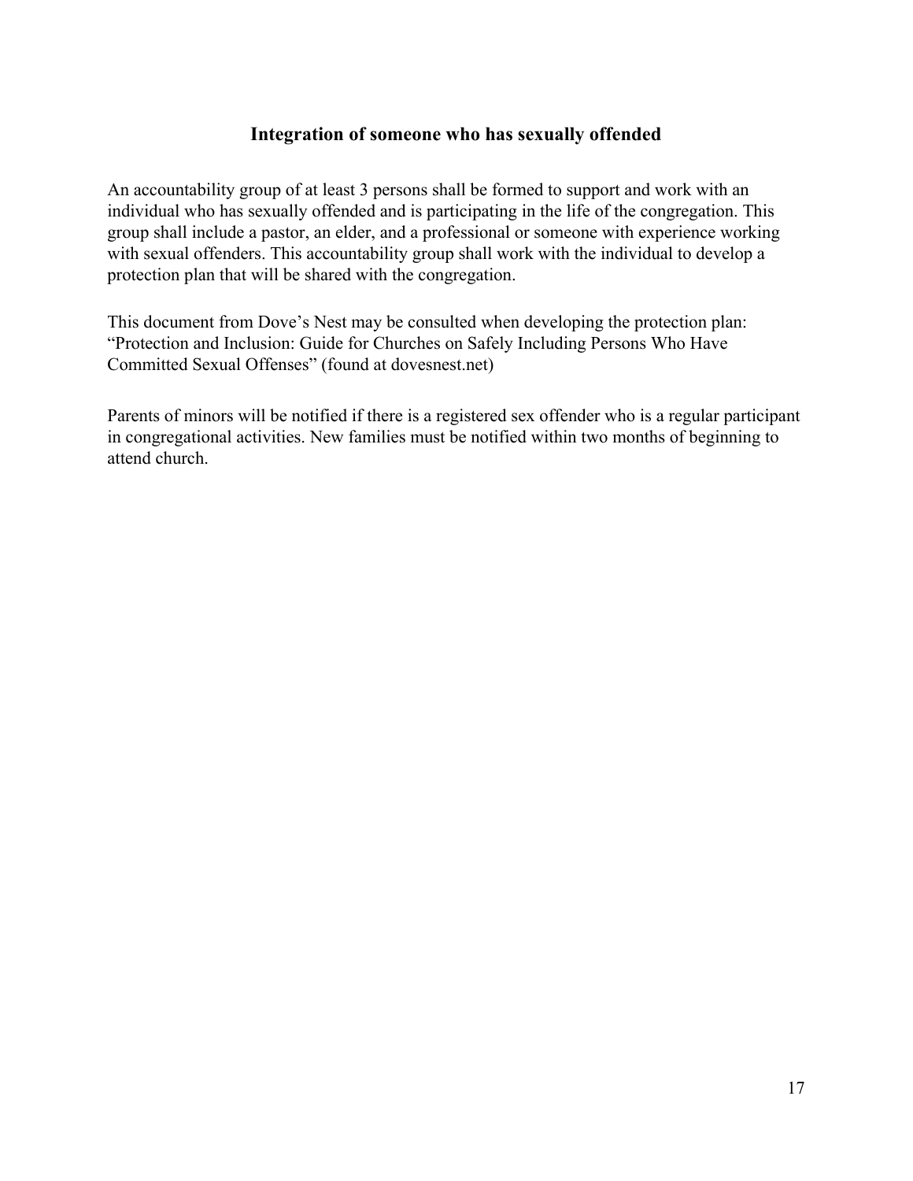## Integration of someone who has sexually offended

An accountability group of at least 3 persons shall be formed to support and work with an individual who has sexually offended and is participating in the life of the congregation. This group shall include a pastor, an elder, and a professional or someone with experience working with sexual offenders. This accountability group shall work with the individual to develop a protection plan that will be shared with the congregation.

This document from Dove's Nest may be consulted when developing the protection plan: "Protection and Inclusion: Guide for Churches on Safely Including Persons Who Have Committed Sexual Offenses" (found at dovesnest.net)

Parents of minors will be notified if there is a registered sex offender who is a regular participant in congregational activities. New families must be notified within two months of beginning to attend church.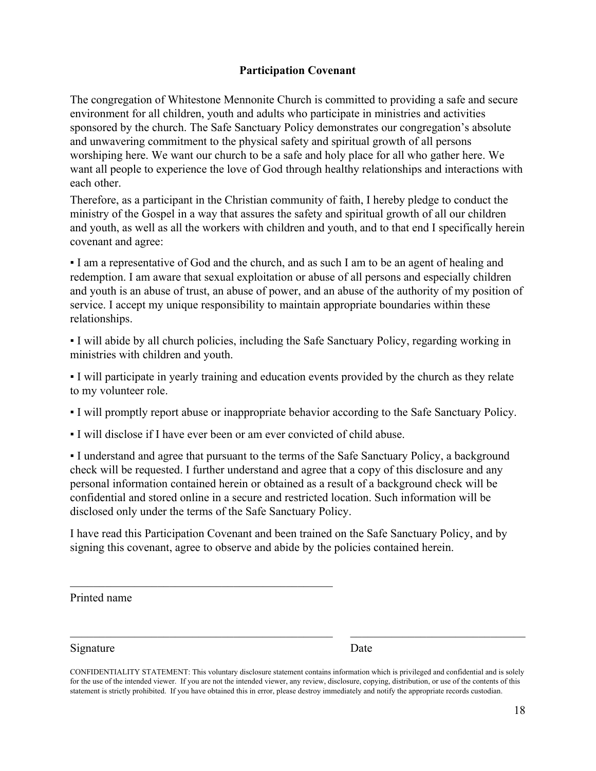**Participation Covenant**

The congregation of Whitestone Mennonite Church is committed to providing a safe and secure environment for all children, youth and adults who participate in ministries and activities sponsored by the church. The Safe Sanctuary Policy demonstrates our congregation's absolute and unwavering commitment to the physical safety and spiritual growth of all persons worshiping here. We want our church to be a safe and holy place for all who gather here. We want all people to experience the love of God through healthy relationships and interactions with each other.

Therefore, as a participant in the Christian community of faith, I hereby pledge to conduct the ministry of the Gospel in a way that assures the safety and spiritual growth of all our children and youth, as well as all the workers with children and youth, and to that end I specifically herein covenant and agree:

▪ I am a representative of God and the church, and as such I am to be an agent of healing and redemption. I am aware that sexual exploitation or abuse of all persons and especially children and youth is an abuse of trust, an abuse of power, and an abuse of the authority of my position of service. I accept my unique responsibility to maintain appropriate boundaries within these relationships.

▪ I will abide by all church policies, including the Safe Sanctuary Policy, regarding working in ministries with children and youth.

▪ I will participate in yearly training and education events provided by the church as they relate to my volunteer role.

▪ I will promptly report abuse or inappropriate behavior according to the Safe Sanctuary Policy.

▪ I will disclose if I have ever been or am ever convicted of child abuse.

▪ I understand and agree that pursuant to the terms of the Safe Sanctuary Policy, a background check will be requested. I further understand and agree that a copy of this disclosure and any personal information contained herein or obtained as a result of a background check will be confidential and stored online in a secure and restricted location. Such information will be disclosed only under the terms of the Safe Sanctuary Policy.

I have read this Participation Covenant and been trained on the Safe Sanctuary Policy, and by signing this covenant, agree to observe and abide by the policies contained herein.

\_\_\_\_\_\_\_\_\_\_\_\_\_\_\_\_\_\_\_\_\_\_\_\_\_\_\_\_\_\_\_\_\_\_\_\_\_\_\_\_\_\_\_\_

Printed name

\_\_\_\_\_\_\_\_\_\_\_\_\_\_\_\_\_\_\_\_\_\_\_\_\_\_\_\_\_\_\_\_\_\_\_\_\_\_\_\_\_\_\_\_ \_\_\_\_\_\_\_\_\_\_\_\_\_\_\_\_\_\_\_\_\_\_\_\_\_\_\_\_\_\_

Signature Date

CONFIDENTIALITY STATEMENT: This voluntary disclosure statement contains information which is privileged and confidential and is solely for the use of the intended viewer. If you are not the intended viewer, any review, disclosure, copying, distribution, or use of the contents of this statement is strictly prohibited. If you have obtained this in error, please destroy immediately and notify the appropriate records custodian.